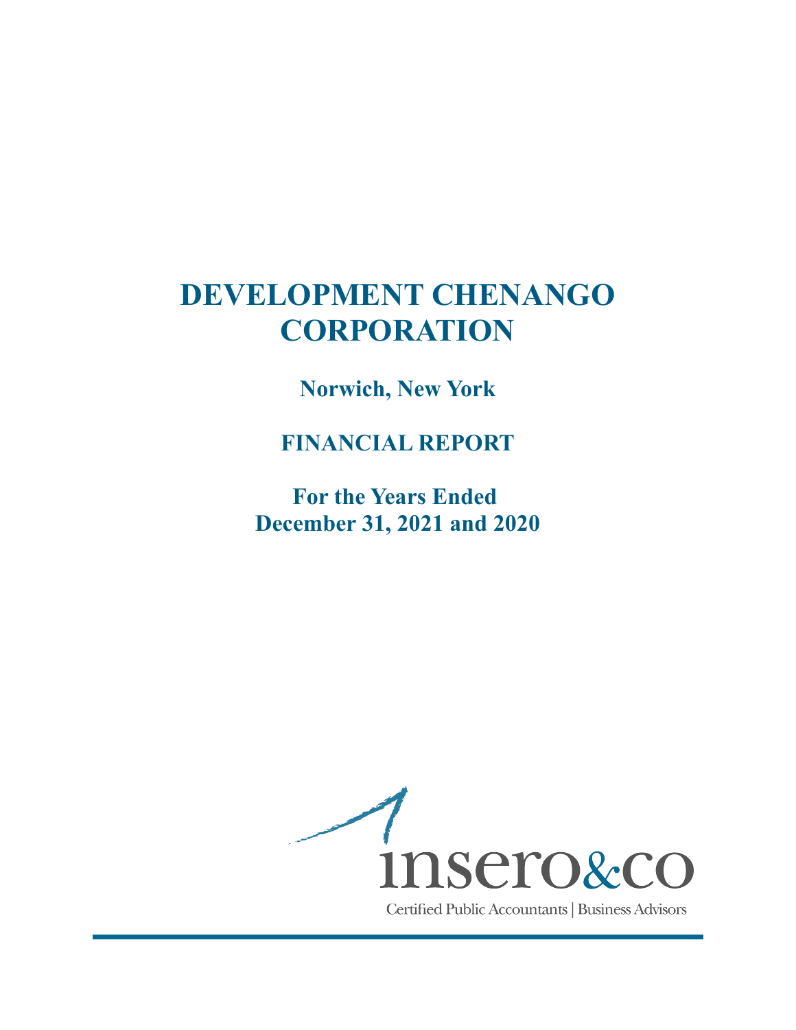# DEVELOPMENT CHENANGO CORPORATION

## Norwich, New York

## FINANCIAL REPORT

## For the Years Ended December 31, 2021 and 2020

inseró&co

Certified Public Accountants | Business Advisors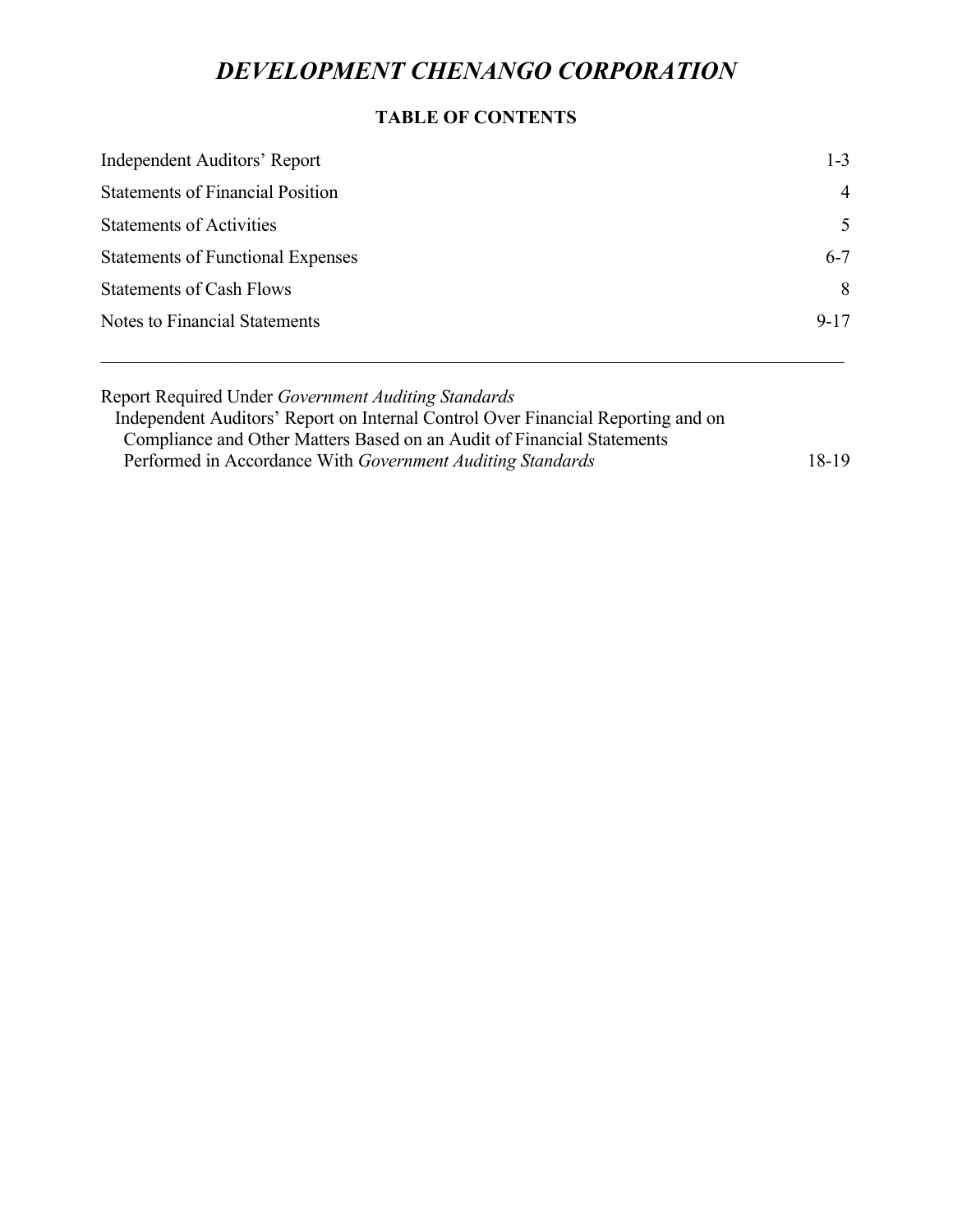# *DEVELOPMENT CHENANGO CORPORATION*

## TABLE OF CONTENTS

| | |
|---|---|
| Independent Auditors' Report | 1-3 |
| Statements of Financial Position | 4 |
| Statements of Activities | 5 |
| Statements of Functional Expenses | 6-7 |
| Statements of Cash Flows | 8 |
| Notes to Financial Statements | 9-17 |

---

| | |
|---|---|
| Report Required Under *Government Auditing Standards* | |
| Independent Auditors' Report on Internal Control Over Financial Reporting and on Compliance and Other Matters Based on an Audit of Financial Statements Performed in Accordance With *Government Auditing Standards* | 18-19 |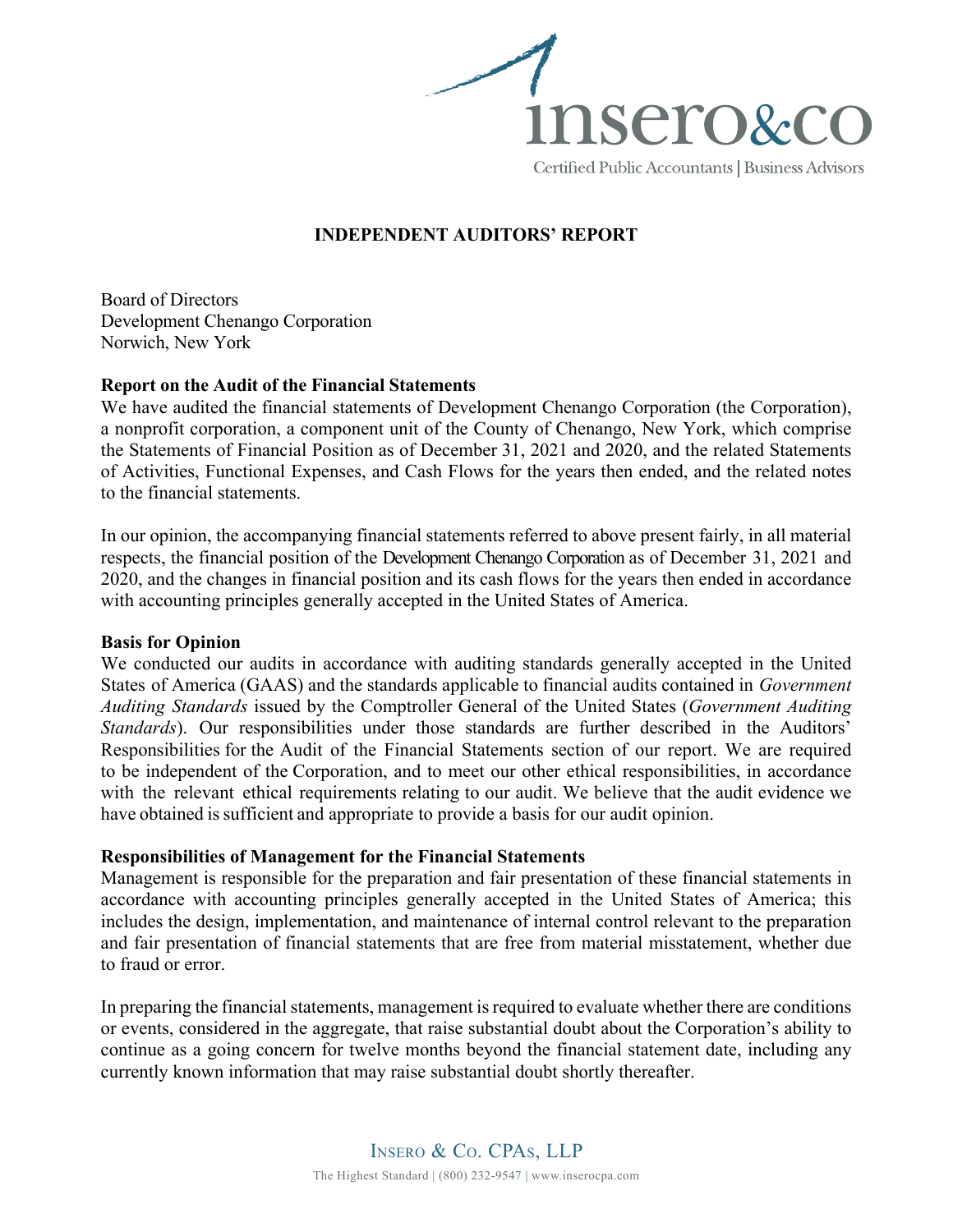# INDEPENDENT AUDITORS' REPORT

Board of Directors
Development Chenango Corporation
Norwich, New York

**Report on the Audit of the Financial Statements**

We have audited the financial statements of Development Chenango Corporation (the Corporation), a nonprofit corporation, a component unit of the County of Chenango, New York, which comprise the Statements of Financial Position as of December 31, 2021 and 2020, and the related Statements of Activities, Functional Expenses, and Cash Flows for the years then ended, and the related notes to the financial statements.

In our opinion, the accompanying financial statements referred to above present fairly, in all material respects, the financial position of the Development Chenango Corporation as of December 31, 2021 and 2020, and the changes in financial position and its cash flows for the years then ended in accordance with accounting principles generally accepted in the United States of America.

**Basis for Opinion**

We conducted our audits in accordance with auditing standards generally accepted in the United States of America (GAAS) and the standards applicable to financial audits contained in *Government Auditing Standards* issued by the Comptroller General of the United States (*Government Auditing Standards*). Our responsibilities under those standards are further described in the Auditors' Responsibilities for the Audit of the Financial Statements section of our report. We are required to be independent of the Corporation, and to meet our other ethical responsibilities, in accordance with the relevant ethical requirements relating to our audit. We believe that the audit evidence we have obtained is sufficient and appropriate to provide a basis for our audit opinion.

**Responsibilities of Management for the Financial Statements**

Management is responsible for the preparation and fair presentation of these financial statements in accordance with accounting principles generally accepted in the United States of America; this includes the design, implementation, and maintenance of internal control relevant to the preparation and fair presentation of financial statements that are free from material misstatement, whether due to fraud or error.

In preparing the financial statements, management is required to evaluate whether there are conditions or events, considered in the aggregate, that raise substantial doubt about the Corporation's ability to continue as a going concern for twelve months beyond the financial statement date, including any currently known information that may raise substantial doubt shortly thereafter.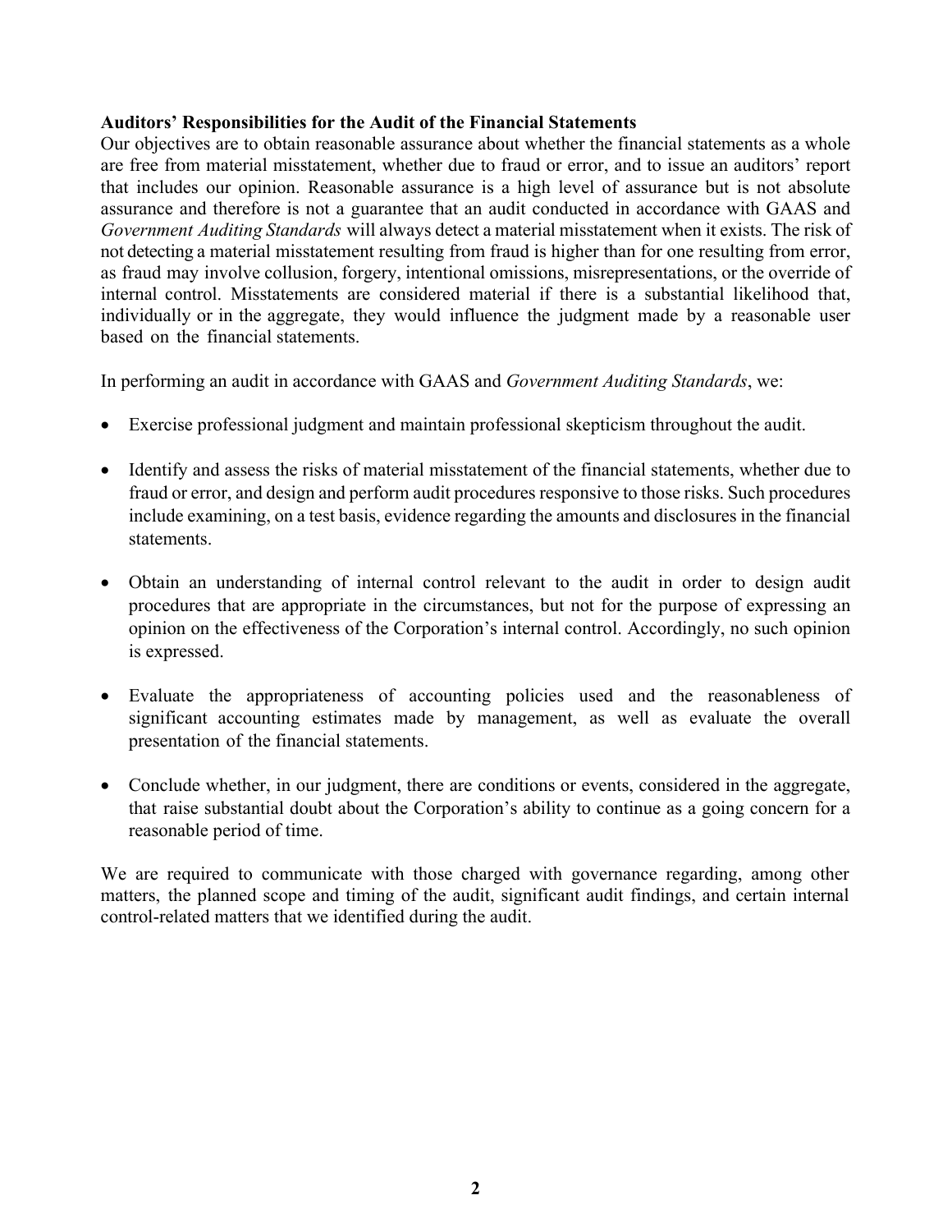**Auditors' Responsibilities for the Audit of the Financial Statements**

Our objectives are to obtain reasonable assurance about whether the financial statements as a whole are free from material misstatement, whether due to fraud or error, and to issue an auditors' report that includes our opinion. Reasonable assurance is a high level of assurance but is not absolute assurance and therefore is not a guarantee that an audit conducted in accordance with GAAS and *Government Auditing Standards* will always detect a material misstatement when it exists. The risk of not detecting a material misstatement resulting from fraud is higher than for one resulting from error, as fraud may involve collusion, forgery, intentional omissions, misrepresentations, or the override of internal control. Misstatements are considered material if there is a substantial likelihood that, individually or in the aggregate, they would influence the judgment made by a reasonable user based on the financial statements.

In performing an audit in accordance with GAAS and *Government Auditing Standards*, we:

- Exercise professional judgment and maintain professional skepticism throughout the audit.
- Identify and assess the risks of material misstatement of the financial statements, whether due to fraud or error, and design and perform audit procedures responsive to those risks. Such procedures include examining, on a test basis, evidence regarding the amounts and disclosures in the financial statements.
- Obtain an understanding of internal control relevant to the audit in order to design audit procedures that are appropriate in the circumstances, but not for the purpose of expressing an opinion on the effectiveness of the Corporation's internal control. Accordingly, no such opinion is expressed.
- Evaluate the appropriateness of accounting policies used and the reasonableness of significant accounting estimates made by management, as well as evaluate the overall presentation of the financial statements.
- Conclude whether, in our judgment, there are conditions or events, considered in the aggregate, that raise substantial doubt about the Corporation's ability to continue as a going concern for a reasonable period of time.

We are required to communicate with those charged with governance regarding, among other matters, the planned scope and timing of the audit, significant audit findings, and certain internal control-related matters that we identified during the audit.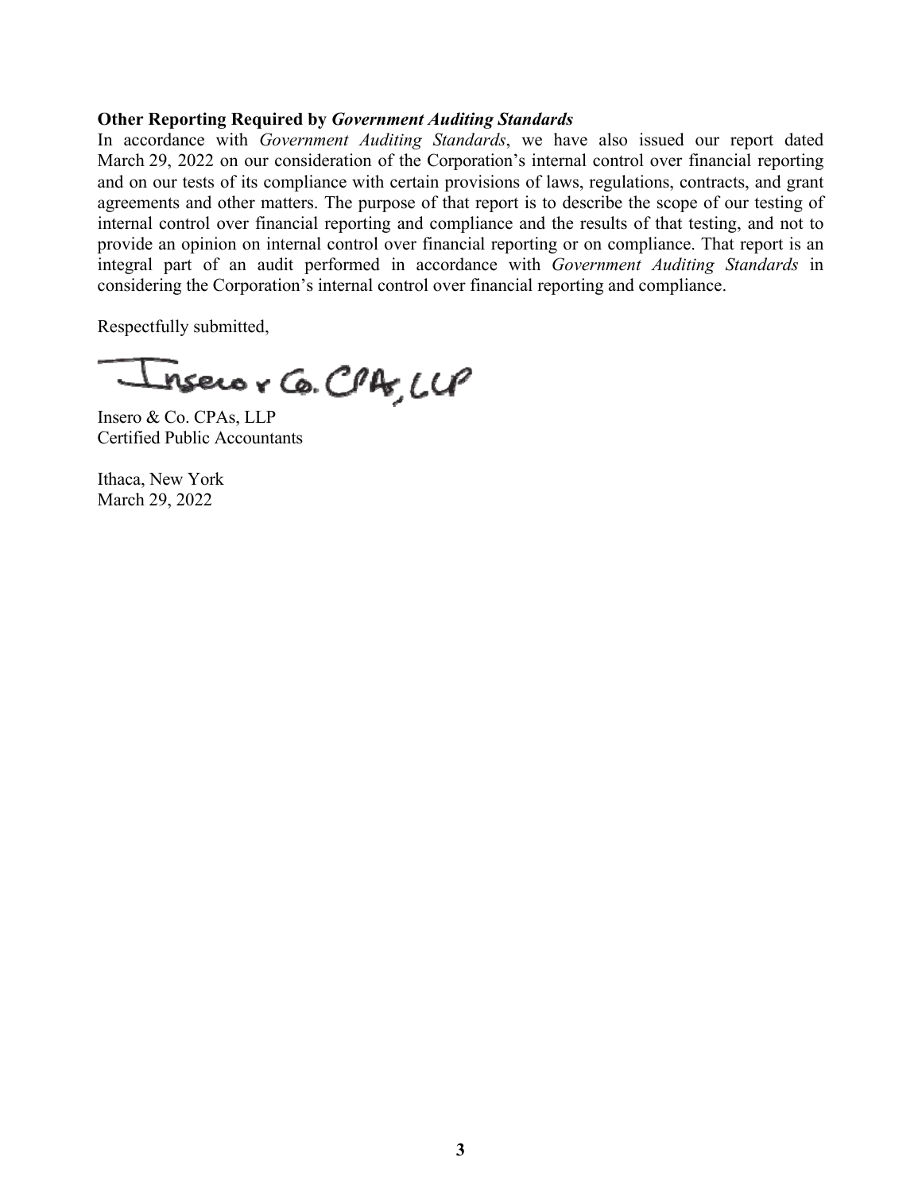**Other Reporting Required by *Government Auditing Standards***

In accordance with *Government Auditing Standards*, we have also issued our report dated March 29, 2022 on our consideration of the Corporation's internal control over financial reporting and on our tests of its compliance with certain provisions of laws, regulations, contracts, and grant agreements and other matters. The purpose of that report is to describe the scope of our testing of internal control over financial reporting and compliance and the results of that testing, and not to provide an opinion on internal control over financial reporting or on compliance. That report is an integral part of an audit performed in accordance with *Government Auditing Standards* in considering the Corporation's internal control over financial reporting and compliance.

Respectfully submitted,

Insero & Co. CPAs, LLP

Insero & Co. CPAs, LLP
Certified Public Accountants

Ithaca, New York
March 29, 2022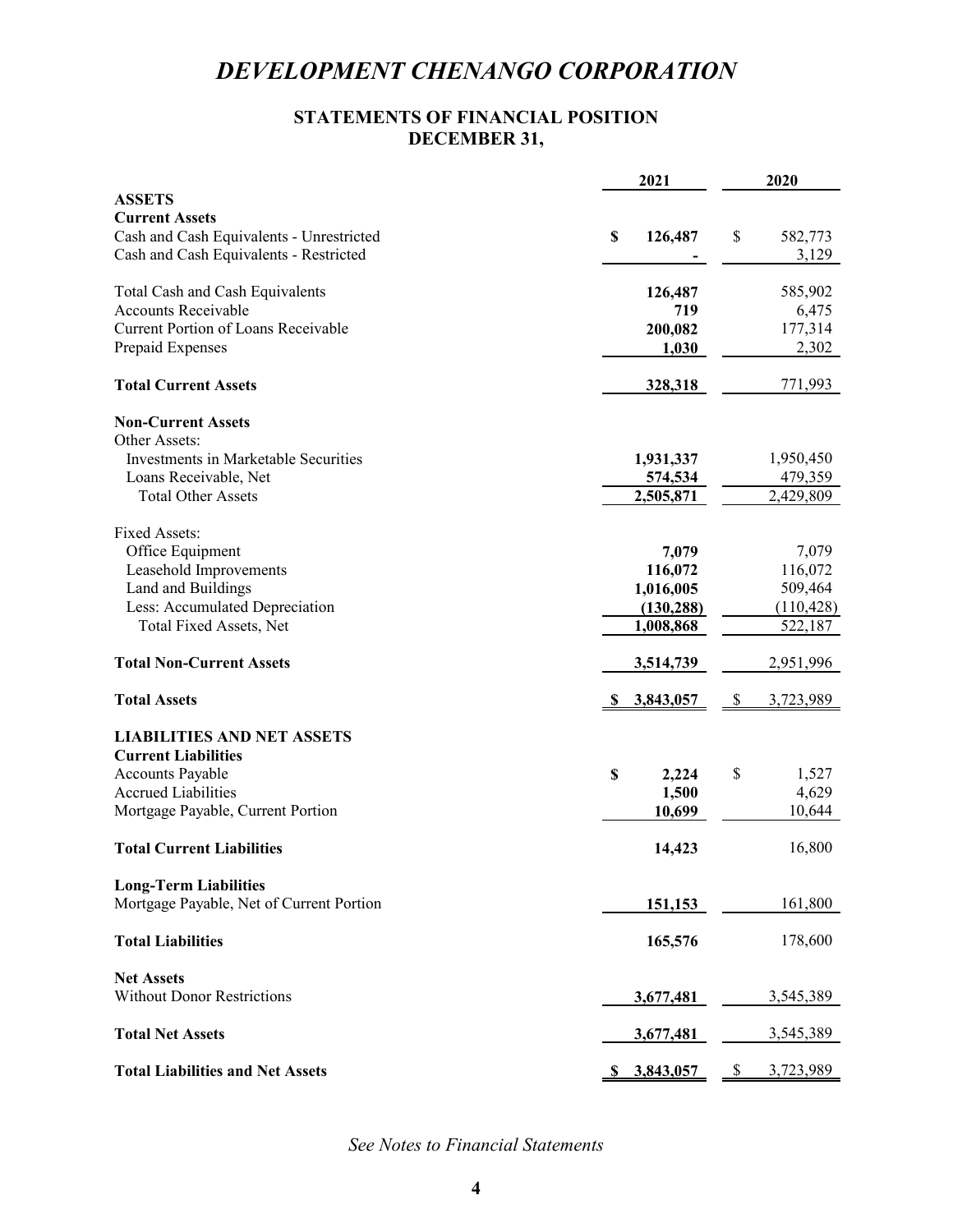# DEVELOPMENT CHENANGO CORPORATION

## STATEMENTS OF FINANCIAL POSITION
## DECEMBER 31,

| | 2021 | 2020 |
|---|---|---|
| **ASSETS** | | |
| **Current Assets** | | |
| Cash and Cash Equivalents - Unrestricted | **$ 126,487** | $ 582,773 |
| Cash and Cash Equivalents - Restricted | **-** | 3,129 |
| Total Cash and Cash Equivalents | **126,487** | 585,902 |
| Accounts Receivable | **719** | 6,475 |
| Current Portion of Loans Receivable | **200,082** | 177,314 |
| Prepaid Expenses | **1,030** | 2,302 |
| **Total Current Assets** | **328,318** | 771,993 |
| **Non-Current Assets** | | |
| Other Assets: | | |
| Investments in Marketable Securities | **1,931,337** | 1,950,450 |
| Loans Receivable, Net | **574,534** | 479,359 |
| Total Other Assets | **2,505,871** | 2,429,809 |
| Fixed Assets: | | |
| Office Equipment | **7,079** | 7,079 |
| Leasehold Improvements | **116,072** | 116,072 |
| Land and Buildings | **1,016,005** | 509,464 |
| Less: Accumulated Depreciation | **(130,288)** | (110,428) |
| Total Fixed Assets, Net | **1,008,868** | 522,187 |
| **Total Non-Current Assets** | **3,514,739** | 2,951,996 |
| **Total Assets** | **$ 3,843,057** | $ 3,723,989 |
| **LIABILITIES AND NET ASSETS** | | |
| **Current Liabilities** | | |
| Accounts Payable | **$ 2,224** | $ 1,527 |
| Accrued Liabilities | **1,500** | 4,629 |
| Mortgage Payable, Current Portion | **10,699** | 10,644 |
| **Total Current Liabilities** | **14,423** | 16,800 |
| **Long-Term Liabilities** | | |
| Mortgage Payable, Net of Current Portion | **151,153** | 161,800 |
| **Total Liabilities** | **165,576** | 178,600 |
| **Net Assets** | | |
| Without Donor Restrictions | **3,677,481** | 3,545,389 |
| **Total Net Assets** | **3,677,481** | 3,545,389 |
| **Total Liabilities and Net Assets** | **$ 3,843,057** | $ 3,723,989 |

*See Notes to Financial Statements*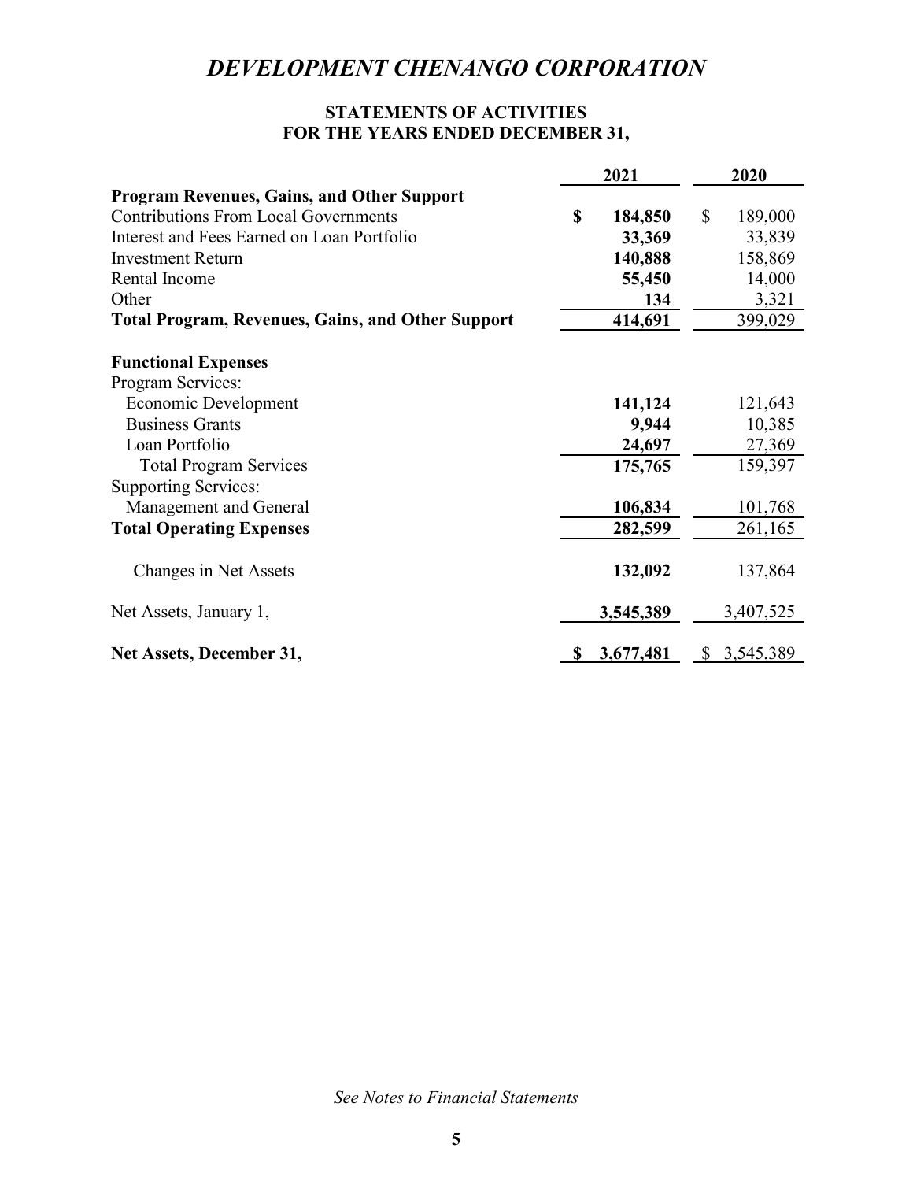# *DEVELOPMENT CHENANGO CORPORATION*

## STATEMENTS OF ACTIVITIES
## FOR THE YEARS ENDED DECEMBER 31,

| | 2021 | 2020 |
|---|---|---|
| **Program Revenues, Gains, and Other Support** | | |
| Contributions From Local Governments | **$ 184,850** | $ 189,000 |
| Interest and Fees Earned on Loan Portfolio | **33,369** | 33,839 |
| Investment Return | **140,888** | 158,869 |
| Rental Income | **55,450** | 14,000 |
| Other | **134** | 3,321 |
| **Total Program, Revenues, Gains, and Other Support** | **414,691** | 399,029 |
| | | |
| **Functional Expenses** | | |
| Program Services: | | |
| Economic Development | **141,124** | 121,643 |
| Business Grants | **9,944** | 10,385 |
| Loan Portfolio | **24,697** | 27,369 |
| Total Program Services | **175,765** | 159,397 |
| Supporting Services: | | |
| Management and General | **106,834** | 101,768 |
| **Total Operating Expenses** | **282,599** | 261,165 |
| | | |
| Changes in Net Assets | **132,092** | 137,864 |
| | | |
| Net Assets, January 1, | **3,545,389** | 3,407,525 |
| | | |
| **Net Assets, December 31,** | **$ 3,677,481** | $ 3,545,389 |

*See Notes to Financial Statements*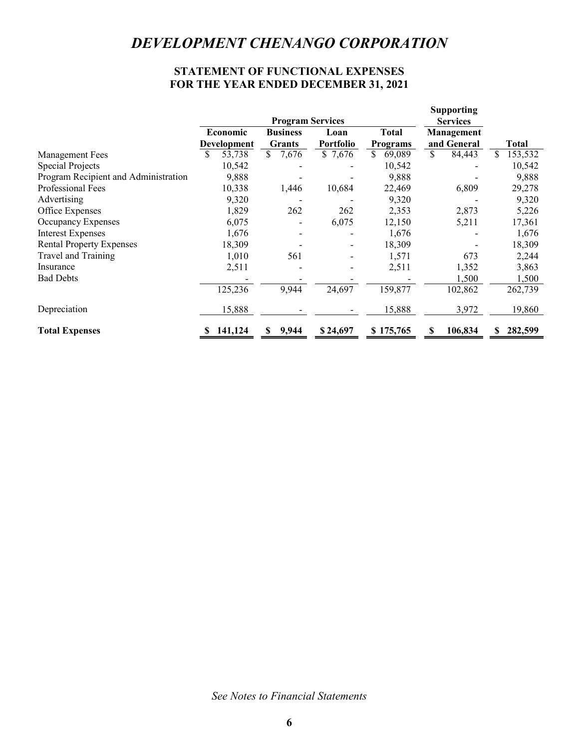# DEVELOPMENT CHENANGO CORPORATION

## STATEMENT OF FUNCTIONAL EXPENSES
## FOR THE YEAR ENDED DECEMBER 31, 2021

| | Program Services | | | | Supporting Services | |
|---|---|---|---|---|---|---|
| | Economic Development | Business Grants | Loan Portfolio | Total Programs | Management and General | Total |
| Management Fees | $ 53,738 | $ 7,676 | $ 7,676 | $ 69,089 | $ 84,443 | $ 153,532 |
| Special Projects | 10,542 | - | - | 10,542 | - | 10,542 |
| Program Recipient and Administration | 9,888 | - | - | 9,888 | - | 9,888 |
| Professional Fees | 10,338 | 1,446 | 10,684 | 22,469 | 6,809 | 29,278 |
| Advertising | 9,320 | - | - | 9,320 | - | 9,320 |
| Office Expenses | 1,829 | 262 | 262 | 2,353 | 2,873 | 5,226 |
| Occupancy Expenses | 6,075 | - | 6,075 | 12,150 | 5,211 | 17,361 |
| Interest Expenses | 1,676 | - | - | 1,676 | - | 1,676 |
| Rental Property Expenses | 18,309 | - | - | 18,309 | - | 18,309 |
| Travel and Training | 1,010 | 561 | - | 1,571 | 673 | 2,244 |
| Insurance | 2,511 | - | - | 2,511 | 1,352 | 3,863 |
| Bad Debts | - | - | - | - | 1,500 | 1,500 |
| | 125,236 | 9,944 | 24,697 | 159,877 | 102,862 | 262,739 |
| Depreciation | 15,888 | - | - | 15,888 | 3,972 | 19,860 |
| **Total Expenses** | **$ 141,124** | **$ 9,944** | **$ 24,697** | **$ 175,765** | **$ 106,834** | **$ 282,599** |

*See Notes to Financial Statements*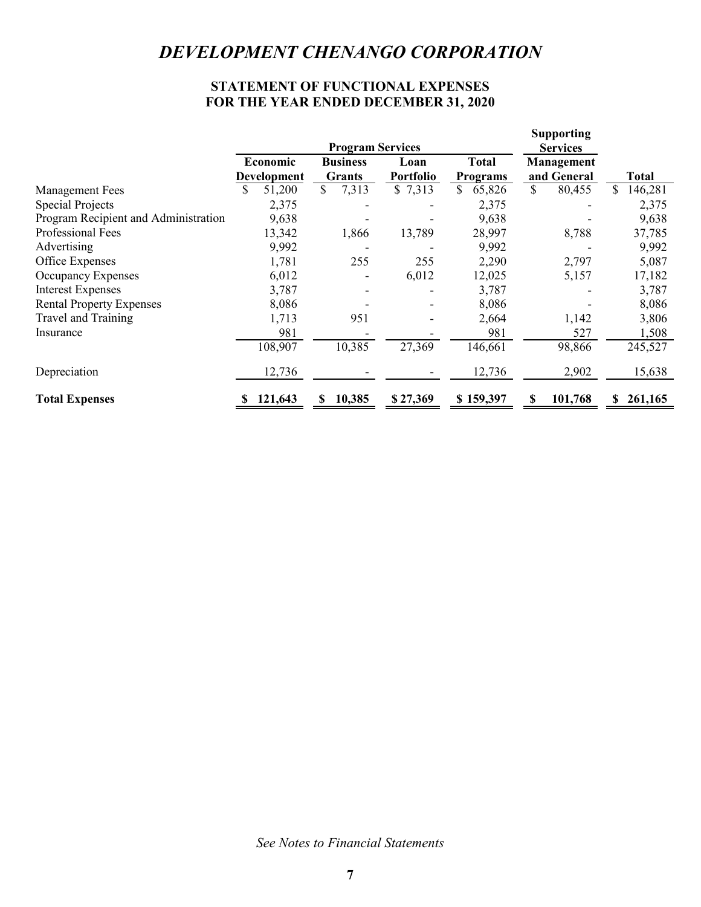# DEVELOPMENT CHENANGO CORPORATION

## STATEMENT OF FUNCTIONAL EXPENSES
## FOR THE YEAR ENDED DECEMBER 31, 2020

| | Program Services | | | | Supporting Services | |
|---|---|---|---|---|---|---|
| | Economic Development | Business Grants | Loan Portfolio | Total Programs | Management and General | Total |
| Management Fees | $ 51,200 | $ 7,313 | $ 7,313 | $ 65,826 | $ 80,455 | $ 146,281 |
| Special Projects | 2,375 | - | - | 2,375 | - | 2,375 |
| Program Recipient and Administration | 9,638 | - | - | 9,638 | - | 9,638 |
| Professional Fees | 13,342 | 1,866 | 13,789 | 28,997 | 8,788 | 37,785 |
| Advertising | 9,992 | - | - | 9,992 | - | 9,992 |
| Office Expenses | 1,781 | 255 | 255 | 2,290 | 2,797 | 5,087 |
| Occupancy Expenses | 6,012 | - | 6,012 | 12,025 | 5,157 | 17,182 |
| Interest Expenses | 3,787 | - | - | 3,787 | - | 3,787 |
| Rental Property Expenses | 8,086 | - | - | 8,086 | - | 8,086 |
| Travel and Training | 1,713 | 951 | - | 2,664 | 1,142 | 3,806 |
| Insurance | 981 | - | - | 981 | 527 | 1,508 |
| | 108,907 | 10,385 | 27,369 | 146,661 | 98,866 | 245,527 |
| Depreciation | 12,736 | - | - | 12,736 | 2,902 | 15,638 |
| **Total Expenses** | **$ 121,643** | **$ 10,385** | **$ 27,369** | **$ 159,397** | **$ 101,768** | **$ 261,165** |

*See Notes to Financial Statements*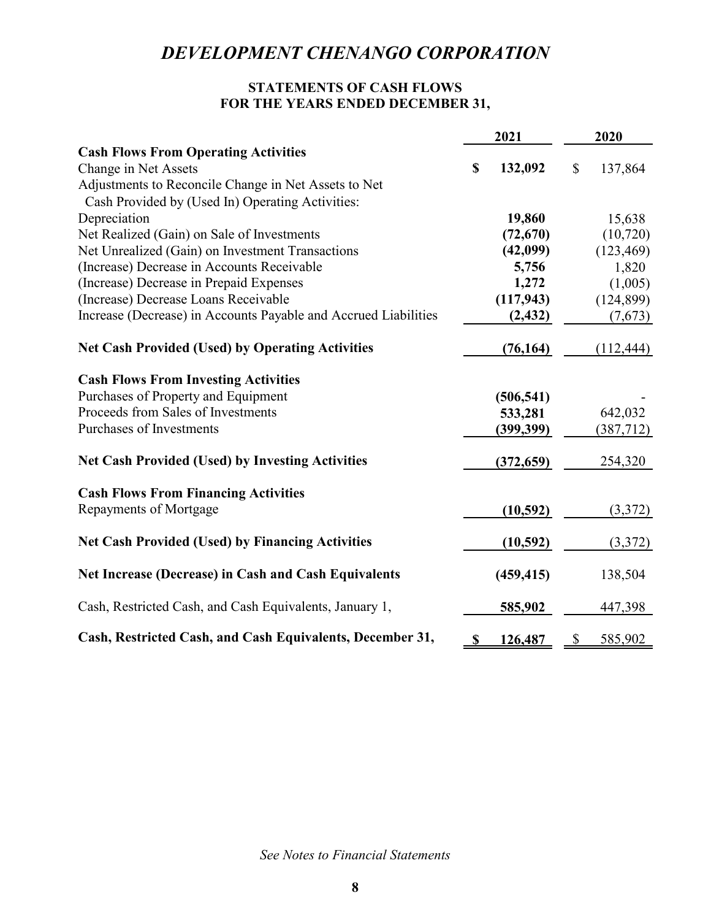# *DEVELOPMENT CHENANGO CORPORATION*

## STATEMENTS OF CASH FLOWS
## FOR THE YEARS ENDED DECEMBER 31,

| | 2021 | 2020 |
|---|---|---|
| **Cash Flows From Operating Activities** | | |
| Change in Net Assets | **$ 132,092** | $ 137,864 |
| Adjustments to Reconcile Change in Net Assets to Net Cash Provided by (Used In) Operating Activities: | | |
| Depreciation | **19,860** | 15,638 |
| Net Realized (Gain) on Sale of Investments | **(72,670)** | (10,720) |
| Net Unrealized (Gain) on Investment Transactions | **(42,099)** | (123,469) |
| (Increase) Decrease in Accounts Receivable | **5,756** | 1,820 |
| (Increase) Decrease in Prepaid Expenses | **1,272** | (1,005) |
| (Increase) Decrease Loans Receivable | **(117,943)** | (124,899) |
| Increase (Decrease) in Accounts Payable and Accrued Liabilities | **(2,432)** | (7,673) |
| **Net Cash Provided (Used) by Operating Activities** | **(76,164)** | (112,444) |
| **Cash Flows From Investing Activities** | | |
| Purchases of Property and Equipment | **(506,541)** | - |
| Proceeds from Sales of Investments | **533,281** | 642,032 |
| Purchases of Investments | **(399,399)** | (387,712) |
| **Net Cash Provided (Used) by Investing Activities** | **(372,659)** | 254,320 |
| **Cash Flows From Financing Activities** | | |
| Repayments of Mortgage | **(10,592)** | (3,372) |
| **Net Cash Provided (Used) by Financing Activities** | **(10,592)** | (3,372) |
| **Net Increase (Decrease) in Cash and Cash Equivalents** | **(459,415)** | 138,504 |
| Cash, Restricted Cash, and Cash Equivalents, January 1, | **585,902** | 447,398 |
| **Cash, Restricted Cash, and Cash Equivalents, December 31,** | **$ 126,487** | $ 585,902 |

*See Notes to Financial Statements*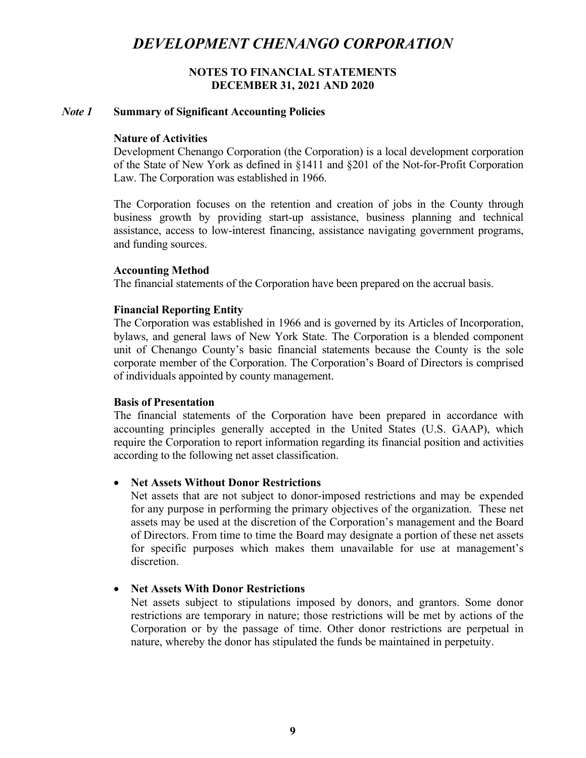# *DEVELOPMENT CHENANGO CORPORATION*

## NOTES TO FINANCIAL STATEMENTS
## DECEMBER 31, 2021 AND 2020

### *Note 1* Summary of Significant Accounting Policies

**Nature of Activities**

Development Chenango Corporation (the Corporation) is a local development corporation of the State of New York as defined in §1411 and §201 of the Not-for-Profit Corporation Law. The Corporation was established in 1966.

The Corporation focuses on the retention and creation of jobs in the County through business growth by providing start-up assistance, business planning and technical assistance, access to low-interest financing, assistance navigating government programs, and funding sources.

**Accounting Method**

The financial statements of the Corporation have been prepared on the accrual basis.

**Financial Reporting Entity**

The Corporation was established in 1966 and is governed by its Articles of Incorporation, bylaws, and general laws of New York State. The Corporation is a blended component unit of Chenango County's basic financial statements because the County is the sole corporate member of the Corporation. The Corporation's Board of Directors is comprised of individuals appointed by county management.

**Basis of Presentation**

The financial statements of the Corporation have been prepared in accordance with accounting principles generally accepted in the United States (U.S. GAAP), which require the Corporation to report information regarding its financial position and activities according to the following net asset classification.

- **Net Assets Without Donor Restrictions**
  Net assets that are not subject to donor-imposed restrictions and may be expended for any purpose in performing the primary objectives of the organization. These net assets may be used at the discretion of the Corporation's management and the Board of Directors. From time to time the Board may designate a portion of these net assets for specific purposes which makes them unavailable for use at management's discretion.

- **Net Assets With Donor Restrictions**
  Net assets subject to stipulations imposed by donors, and grantors. Some donor restrictions are temporary in nature; those restrictions will be met by actions of the Corporation or by the passage of time. Other donor restrictions are perpetual in nature, whereby the donor has stipulated the funds be maintained in perpetuity.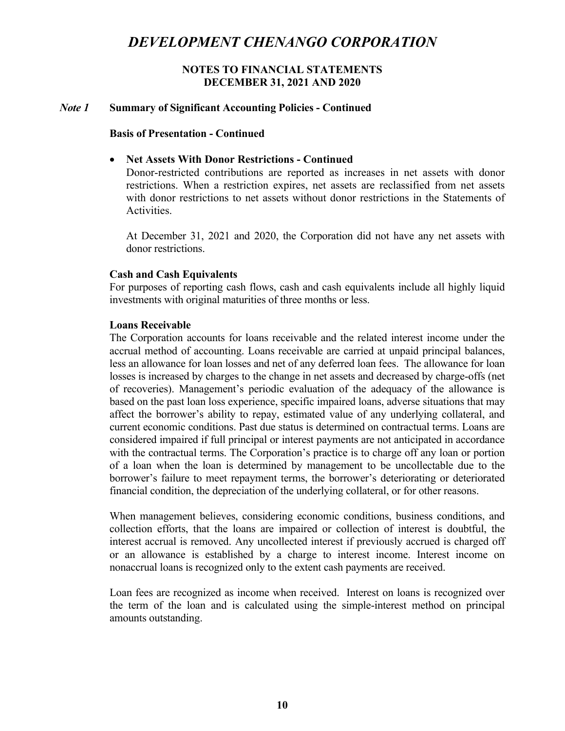# *DEVELOPMENT CHENANGO CORPORATION*

**NOTES TO FINANCIAL STATEMENTS**
**DECEMBER 31, 2021 AND 2020**

## *Note 1* Summary of Significant Accounting Policies - Continued

### Basis of Presentation - Continued

- **Net Assets With Donor Restrictions - Continued**
  Donor-restricted contributions are reported as increases in net assets with donor restrictions. When a restriction expires, net assets are reclassified from net assets with donor restrictions to net assets without donor restrictions in the Statements of Activities.

  At December 31, 2021 and 2020, the Corporation did not have any net assets with donor restrictions.

### Cash and Cash Equivalents

For purposes of reporting cash flows, cash and cash equivalents include all highly liquid investments with original maturities of three months or less.

### Loans Receivable

The Corporation accounts for loans receivable and the related interest income under the accrual method of accounting. Loans receivable are carried at unpaid principal balances, less an allowance for loan losses and net of any deferred loan fees. The allowance for loan losses is increased by charges to the change in net assets and decreased by charge-offs (net of recoveries). Management's periodic evaluation of the adequacy of the allowance is based on the past loan loss experience, specific impaired loans, adverse situations that may affect the borrower's ability to repay, estimated value of any underlying collateral, and current economic conditions. Past due status is determined on contractual terms. Loans are considered impaired if full principal or interest payments are not anticipated in accordance with the contractual terms. The Corporation's practice is to charge off any loan or portion of a loan when the loan is determined by management to be uncollectable due to the borrower's failure to meet repayment terms, the borrower's deteriorating or deteriorated financial condition, the depreciation of the underlying collateral, or for other reasons.

When management believes, considering economic conditions, business conditions, and collection efforts, that the loans are impaired or collection of interest is doubtful, the interest accrual is removed. Any uncollected interest if previously accrued is charged off or an allowance is established by a charge to interest income. Interest income on nonaccrual loans is recognized only to the extent cash payments are received.

Loan fees are recognized as income when received. Interest on loans is recognized over the term of the loan and is calculated using the simple-interest method on principal amounts outstanding.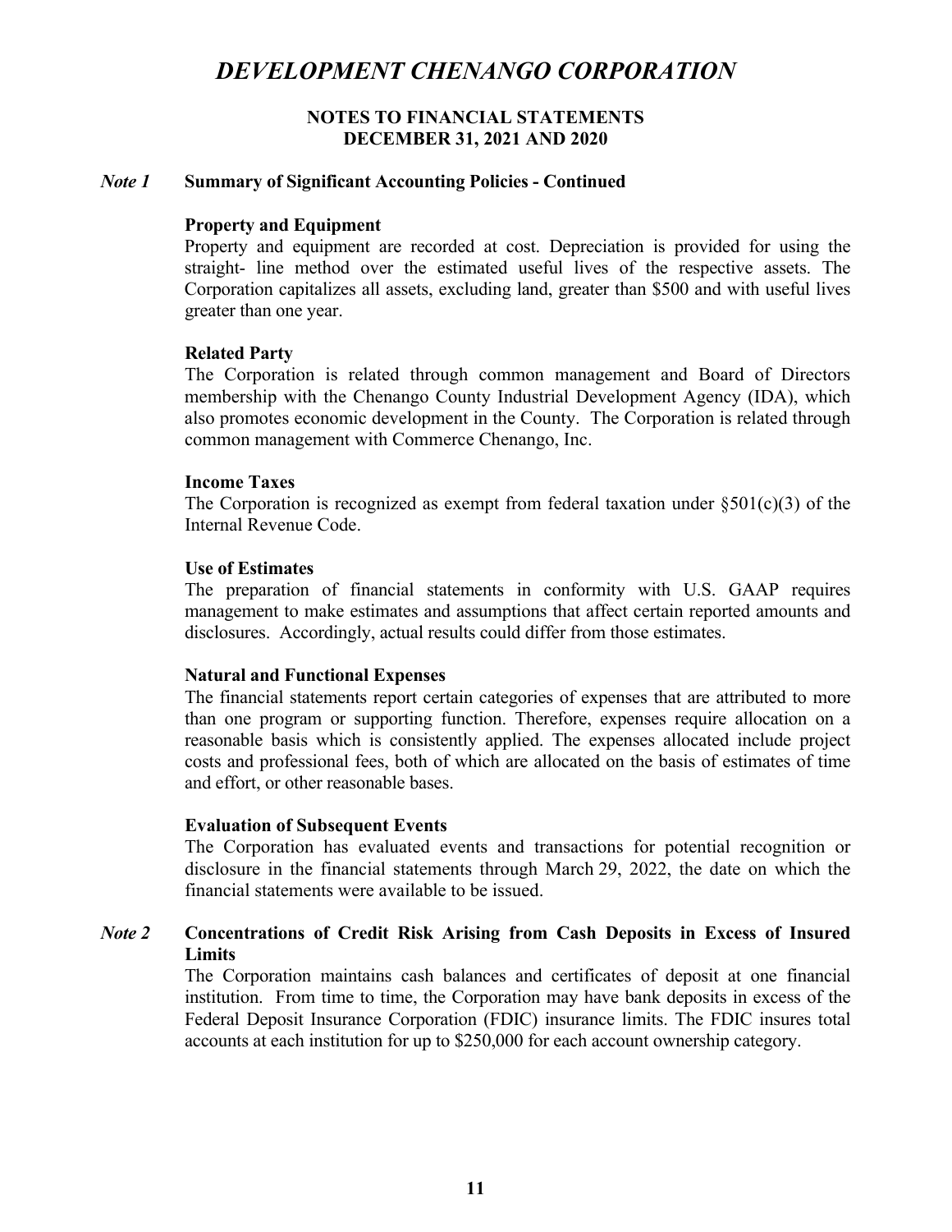# *DEVELOPMENT CHENANGO CORPORATION*

**NOTES TO FINANCIAL STATEMENTS**
**DECEMBER 31, 2021 AND 2020**

## *Note 1* Summary of Significant Accounting Policies - Continued

### Property and Equipment

Property and equipment are recorded at cost. Depreciation is provided for using the straight- line method over the estimated useful lives of the respective assets. The Corporation capitalizes all assets, excluding land, greater than $500 and with useful lives greater than one year.

### Related Party

The Corporation is related through common management and Board of Directors membership with the Chenango County Industrial Development Agency (IDA), which also promotes economic development in the County. The Corporation is related through common management with Commerce Chenango, Inc.

### Income Taxes

The Corporation is recognized as exempt from federal taxation under §501(c)(3) of the Internal Revenue Code.

### Use of Estimates

The preparation of financial statements in conformity with U.S. GAAP requires management to make estimates and assumptions that affect certain reported amounts and disclosures. Accordingly, actual results could differ from those estimates.

### Natural and Functional Expenses

The financial statements report certain categories of expenses that are attributed to more than one program or supporting function. Therefore, expenses require allocation on a reasonable basis which is consistently applied. The expenses allocated include project costs and professional fees, both of which are allocated on the basis of estimates of time and effort, or other reasonable bases.

### Evaluation of Subsequent Events

The Corporation has evaluated events and transactions for potential recognition or disclosure in the financial statements through March 29, 2022, the date on which the financial statements were available to be issued.

## *Note 2* Concentrations of Credit Risk Arising from Cash Deposits in Excess of Insured Limits

The Corporation maintains cash balances and certificates of deposit at one financial institution. From time to time, the Corporation may have bank deposits in excess of the Federal Deposit Insurance Corporation (FDIC) insurance limits. The FDIC insures total accounts at each institution for up to $250,000 for each account ownership category.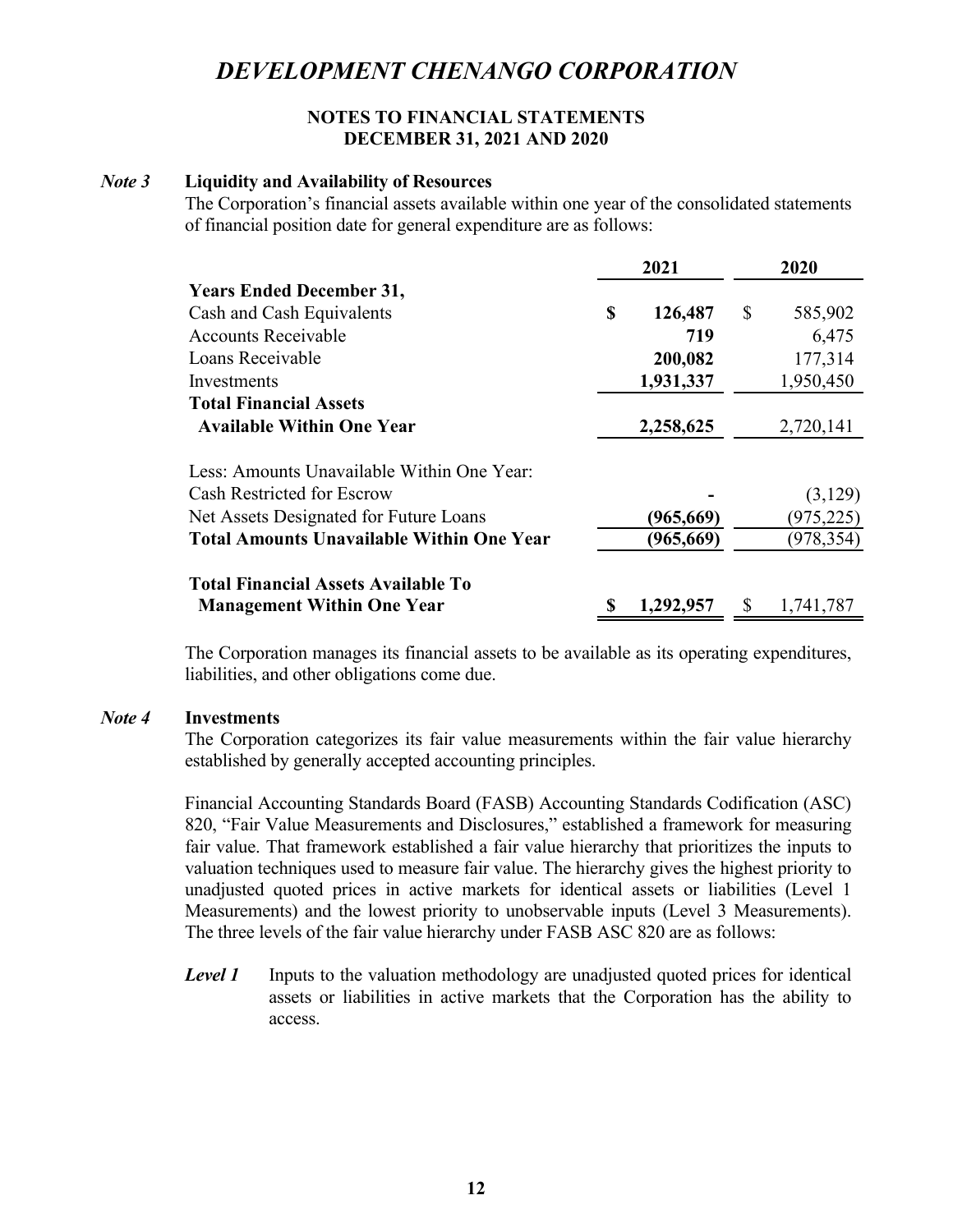# *DEVELOPMENT CHENANGO CORPORATION*

**NOTES TO FINANCIAL STATEMENTS**
**DECEMBER 31, 2021 AND 2020**

### *Note 3* Liquidity and Availability of Resources

The Corporation's financial assets available within one year of the consolidated statements of financial position date for general expenditure are as follows:

| | 2021 | 2020 |
|---|---|---|
| **Years Ended December 31,** | | |
| Cash and Cash Equivalents | **$ 126,487** | $ 585,902 |
| Accounts Receivable | **719** | 6,475 |
| Loans Receivable | **200,082** | 177,314 |
| Investments | **1,931,337** | 1,950,450 |
| **Total Financial Assets Available Within One Year** | **2,258,625** | 2,720,141 |
| Less: Amounts Unavailable Within One Year: | | |
| Cash Restricted for Escrow | **-** | (3,129) |
| Net Assets Designated for Future Loans | **(965,669)** | (975,225) |
| **Total Amounts Unavailable Within One Year** | **(965,669)** | (978,354) |
| **Total Financial Assets Available To Management Within One Year** | **$ 1,292,957** | $ 1,741,787 |

The Corporation manages its financial assets to be available as its operating expenditures, liabilities, and other obligations come due.

### *Note 4* Investments

The Corporation categorizes its fair value measurements within the fair value hierarchy established by generally accepted accounting principles.

Financial Accounting Standards Board (FASB) Accounting Standards Codification (ASC) 820, "Fair Value Measurements and Disclosures," established a framework for measuring fair value. That framework established a fair value hierarchy that prioritizes the inputs to valuation techniques used to measure fair value. The hierarchy gives the highest priority to unadjusted quoted prices in active markets for identical assets or liabilities (Level 1 Measurements) and the lowest priority to unobservable inputs (Level 3 Measurements). The three levels of the fair value hierarchy under FASB ASC 820 are as follows:

***Level 1*** Inputs to the valuation methodology are unadjusted quoted prices for identical assets or liabilities in active markets that the Corporation has the ability to access.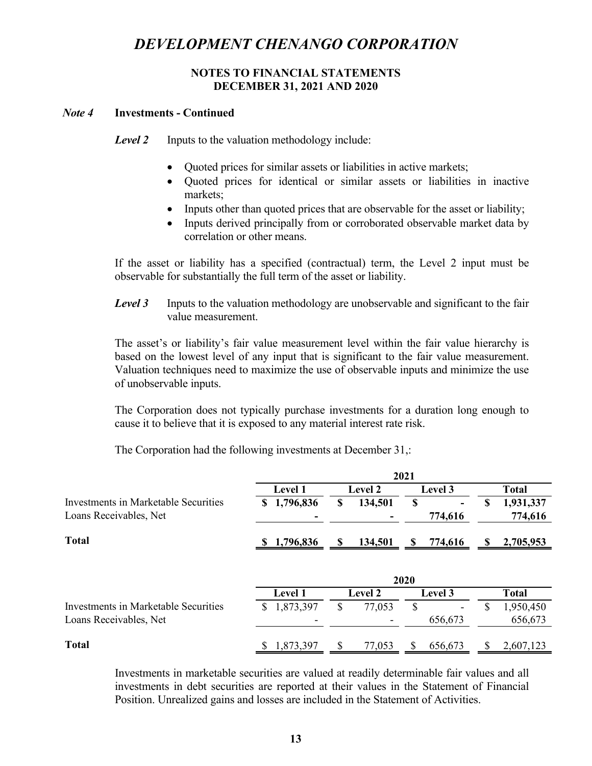# DEVELOPMENT CHENANGO CORPORATION

**NOTES TO FINANCIAL STATEMENTS**
**DECEMBER 31, 2021 AND 2020**

***Note 4*** **Investments - Continued**

***Level 2*** Inputs to the valuation methodology include:

- Quoted prices for similar assets or liabilities in active markets;
- Quoted prices for identical or similar assets or liabilities in inactive markets;
- Inputs other than quoted prices that are observable for the asset or liability;
- Inputs derived principally from or corroborated observable market data by correlation or other means.

If the asset or liability has a specified (contractual) term, the Level 2 input must be observable for substantially the full term of the asset or liability.

***Level 3*** Inputs to the valuation methodology are unobservable and significant to the fair value measurement.

The asset's or liability's fair value measurement level within the fair value hierarchy is based on the lowest level of any input that is significant to the fair value measurement. Valuation techniques need to maximize the use of observable inputs and minimize the use of unobservable inputs.

The Corporation does not typically purchase investments for a duration long enough to cause it to believe that it is exposed to any material interest rate risk.

The Corporation had the following investments at December 31,:

| | **2021** | | | |
|---|---|---|---|---|
| | **Level 1** | **Level 2** | **Level 3** | **Total** |
| Investments in Marketable Securities | **$ 1,796,836** | **$ 134,501** | **$ -** | **$ 1,931,337** |
| Loans Receivables, Net | **-** | **-** | **774,616** | **774,616** |
| **Total** | **$ 1,796,836** | **$ 134,501** | **$ 774,616** | **$ 2,705,953** |

| | **2020** | | | |
|---|---|---|---|---|
| | **Level 1** | **Level 2** | **Level 3** | **Total** |
| Investments in Marketable Securities | $ 1,873,397 | $ 77,053 | $ - | $ 1,950,450 |
| Loans Receivables, Net | - | - | 656,673 | 656,673 |
| **Total** | $ 1,873,397 | $ 77,053 | $ 656,673 | $ 2,607,123 |

Investments in marketable securities are valued at readily determinable fair values and all investments in debt securities are reported at their values in the Statement of Financial Position. Unrealized gains and losses are included in the Statement of Activities.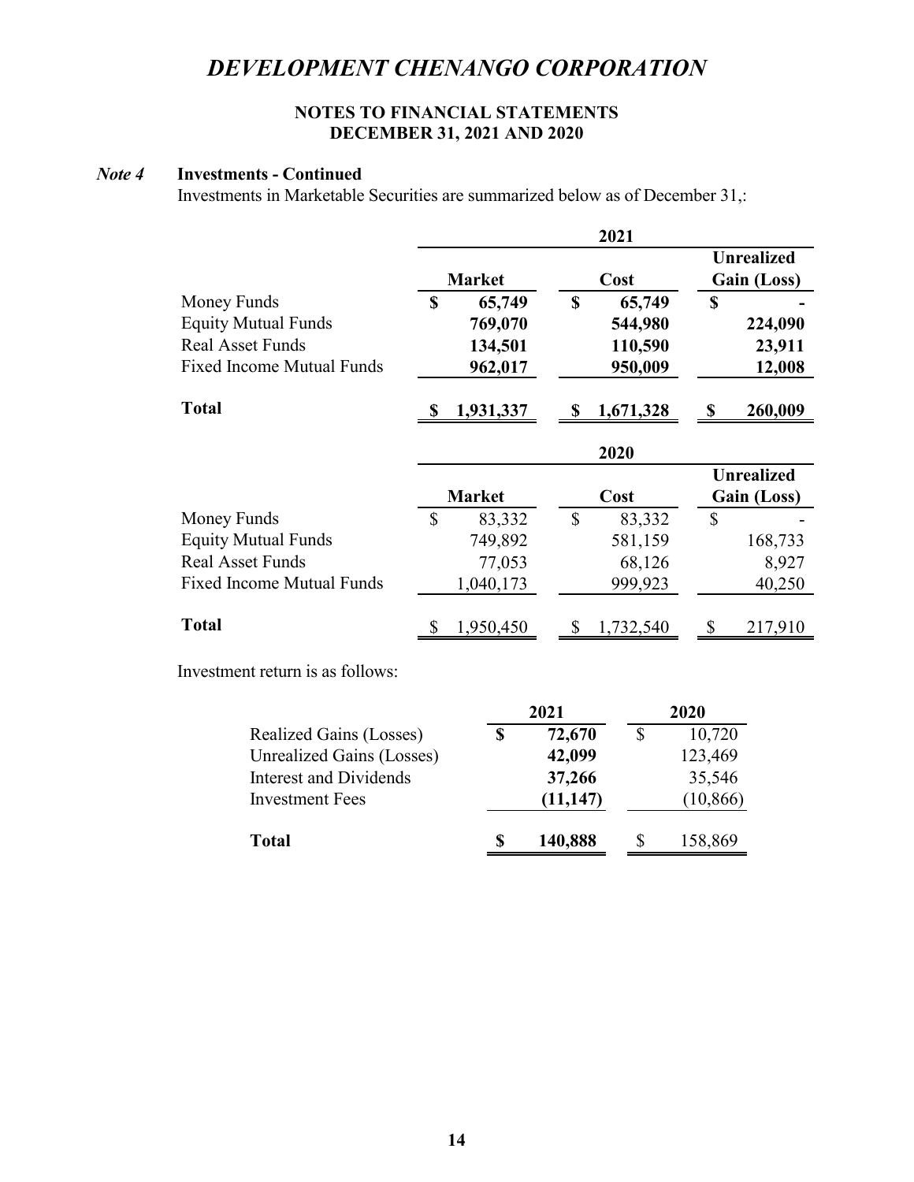# DEVELOPMENT CHENANGO CORPORATION

**NOTES TO FINANCIAL STATEMENTS**
**DECEMBER 31, 2021 AND 2020**

***Note 4*** **Investments - Continued**

Investments in Marketable Securities are summarized below as of December 31,:

| | 2021 | | |
|---|---|---|---|
| | **Market** | **Cost** | **Unrealized Gain (Loss)** |
| Money Funds | **$ 65,749** | **$ 65,749** | **$ -** |
| Equity Mutual Funds | **769,070** | **544,980** | **224,090** |
| Real Asset Funds | **134,501** | **110,590** | **23,911** |
| Fixed Income Mutual Funds | **962,017** | **950,009** | **12,008** |
| **Total** | **$ 1,931,337** | **$ 1,671,328** | **$ 260,009** |

| | 2020 | | |
|---|---|---|---|
| | **Market** | **Cost** | **Unrealized Gain (Loss)** |
| Money Funds | $ 83,332 | $ 83,332 | $ - |
| Equity Mutual Funds | 749,892 | 581,159 | 168,733 |
| Real Asset Funds | 77,053 | 68,126 | 8,927 |
| Fixed Income Mutual Funds | 1,040,173 | 999,923 | 40,250 |
| **Total** | $ 1,950,450 | $ 1,732,540 | $ 217,910 |

Investment return is as follows:

| | 2021 | 2020 |
|---|---|---|
| Realized Gains (Losses) | **$ 72,670** | $ 10,720 |
| Unrealized Gains (Losses) | **42,099** | 123,469 |
| Interest and Dividends | **37,266** | 35,546 |
| Investment Fees | **(11,147)** | (10,866) |
| **Total** | **$ 140,888** | $ 158,869 |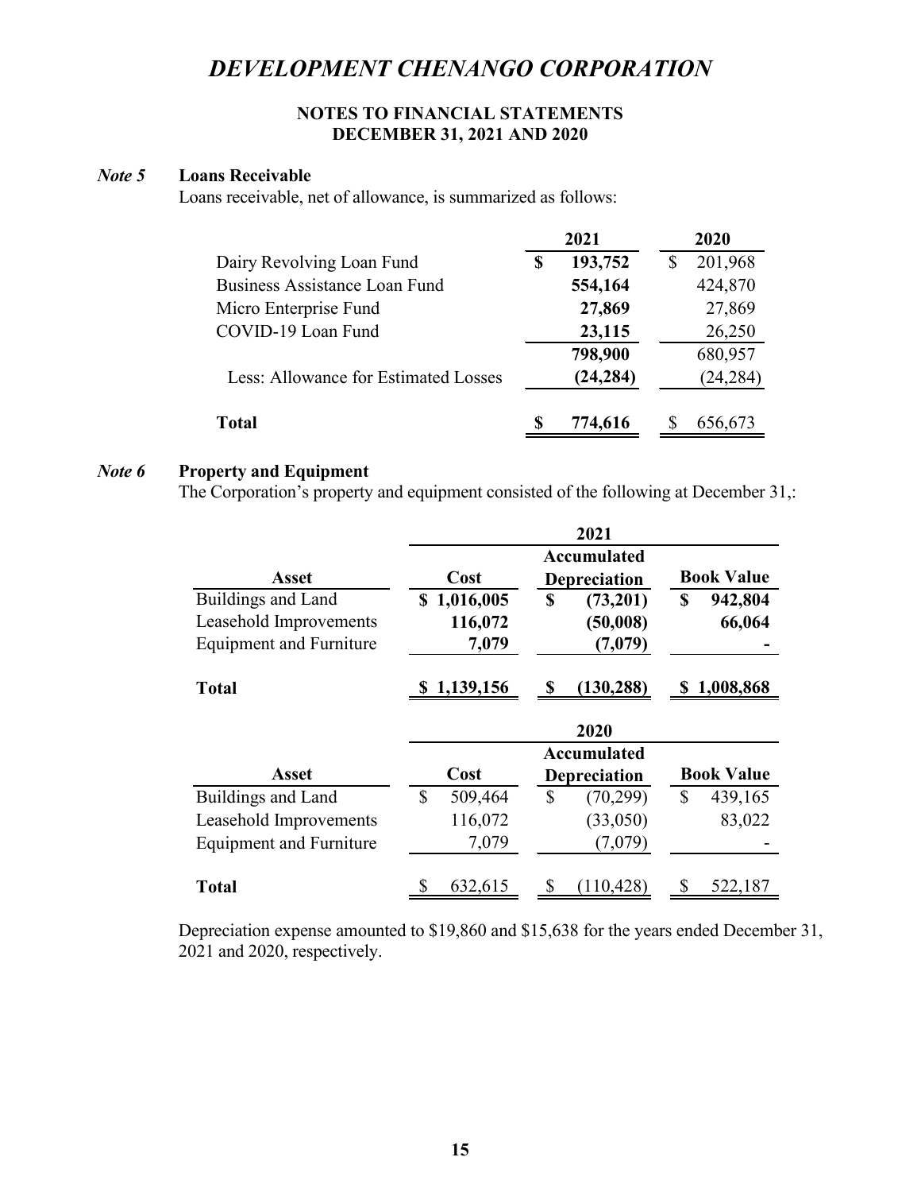# DEVELOPMENT CHENANGO CORPORATION

**NOTES TO FINANCIAL STATEMENTS**
**DECEMBER 31, 2021 AND 2020**

## *Note 5* Loans Receivable

Loans receivable, net of allowance, is summarized as follows:

| | 2021 | 2020 |
|---|---|---|
| Dairy Revolving Loan Fund | **$ 193,752** | $ 201,968 |
| Business Assistance Loan Fund | **554,164** | 424,870 |
| Micro Enterprise Fund | **27,869** | 27,869 |
| COVID-19 Loan Fund | **23,115** | 26,250 |
| | **798,900** | 680,957 |
| Less: Allowance for Estimated Losses | **(24,284)** | (24,284) |
| **Total** | **$ 774,616** | $ 656,673 |

## *Note 6* Property and Equipment

The Corporation's property and equipment consisted of the following at December 31,:

| | 2021 | | |
|---|---|---|---|
| **Asset** | **Cost** | **Accumulated Depreciation** | **Book Value** |
| Buildings and Land | **$ 1,016,005** | **$ (73,201)** | **$ 942,804** |
| Leasehold Improvements | **116,072** | **(50,008)** | **66,064** |
| Equipment and Furniture | **7,079** | **(7,079)** | **-** |
| **Total** | **$ 1,139,156** | **$ (130,288)** | **$ 1,008,868** |

| | 2020 | | |
|---|---|---|---|
| **Asset** | **Cost** | **Accumulated Depreciation** | **Book Value** |
| Buildings and Land | $ 509,464 | $ (70,299) | $ 439,165 |
| Leasehold Improvements | 116,072 | (33,050) | 83,022 |
| Equipment and Furniture | 7,079 | (7,079) | - |
| **Total** | $ 632,615 | $ (110,428) | $ 522,187 |

Depreciation expense amounted to $19,860 and $15,638 for the years ended December 31, 2021 and 2020, respectively.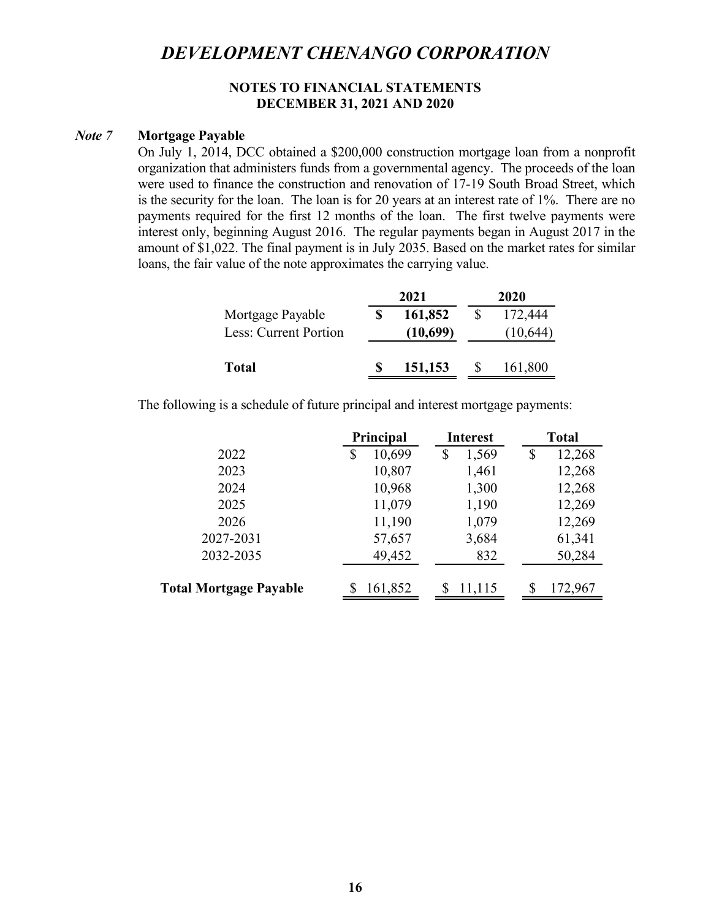# *DEVELOPMENT CHENANGO CORPORATION*

## NOTES TO FINANCIAL STATEMENTS
## DECEMBER 31, 2021 AND 2020

### *Note 7* Mortgage Payable

On July 1, 2014, DCC obtained a $200,000 construction mortgage loan from a nonprofit organization that administers funds from a governmental agency. The proceeds of the loan were used to finance the construction and renovation of 17-19 South Broad Street, which is the security for the loan. The loan is for 20 years at an interest rate of 1%. There are no payments required for the first 12 months of the loan. The first twelve payments were interest only, beginning August 2016. The regular payments began in August 2017 in the amount of $1,022. The final payment is in July 2035. Based on the market rates for similar loans, the fair value of the note approximates the carrying value.

| | 2021 | 2020 |
|---|---|---|
| Mortgage Payable | **$ 161,852** | $ 172,444 |
| Less: Current Portion | **(10,699)** | (10,644) |
| **Total** | **$ 151,153** | $ 161,800 |

The following is a schedule of future principal and interest mortgage payments:

| | Principal | Interest | Total |
|---|---|---|---|
| 2022 | $ 10,699 | $ 1,569 | $ 12,268 |
| 2023 | 10,807 | 1,461 | 12,268 |
| 2024 | 10,968 | 1,300 | 12,268 |
| 2025 | 11,079 | 1,190 | 12,269 |
| 2026 | 11,190 | 1,079 | 12,269 |
| 2027-2031 | 57,657 | 3,684 | 61,341 |
| 2032-2035 | 49,452 | 832 | 50,284 |
| **Total Mortgage Payable** | $ 161,852 | $ 11,115 | $ 172,967 |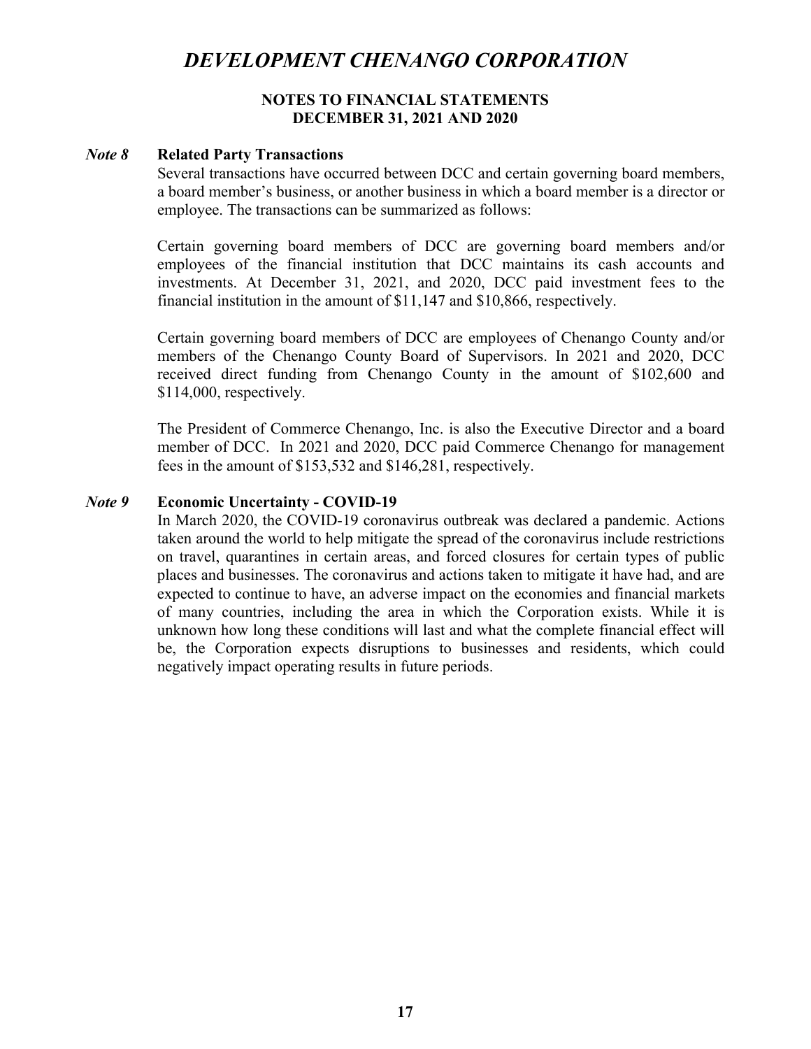# DEVELOPMENT CHENANGO CORPORATION

**NOTES TO FINANCIAL STATEMENTS**
**DECEMBER 31, 2021 AND 2020**

## *Note 8* Related Party Transactions

Several transactions have occurred between DCC and certain governing board members, a board member's business, or another business in which a board member is a director or employee. The transactions can be summarized as follows:

Certain governing board members of DCC are governing board members and/or employees of the financial institution that DCC maintains its cash accounts and investments. At December 31, 2021, and 2020, DCC paid investment fees to the financial institution in the amount of $11,147 and $10,866, respectively.

Certain governing board members of DCC are employees of Chenango County and/or members of the Chenango County Board of Supervisors. In 2021 and 2020, DCC received direct funding from Chenango County in the amount of $102,600 and $114,000, respectively.

The President of Commerce Chenango, Inc. is also the Executive Director and a board member of DCC. In 2021 and 2020, DCC paid Commerce Chenango for management fees in the amount of $153,532 and $146,281, respectively.

## *Note 9* Economic Uncertainty - COVID-19

In March 2020, the COVID-19 coronavirus outbreak was declared a pandemic. Actions taken around the world to help mitigate the spread of the coronavirus include restrictions on travel, quarantines in certain areas, and forced closures for certain types of public places and businesses. The coronavirus and actions taken to mitigate it have had, and are expected to continue to have, an adverse impact on the economies and financial markets of many countries, including the area in which the Corporation exists. While it is unknown how long these conditions will last and what the complete financial effect will be, the Corporation expects disruptions to businesses and residents, which could negatively impact operating results in future periods.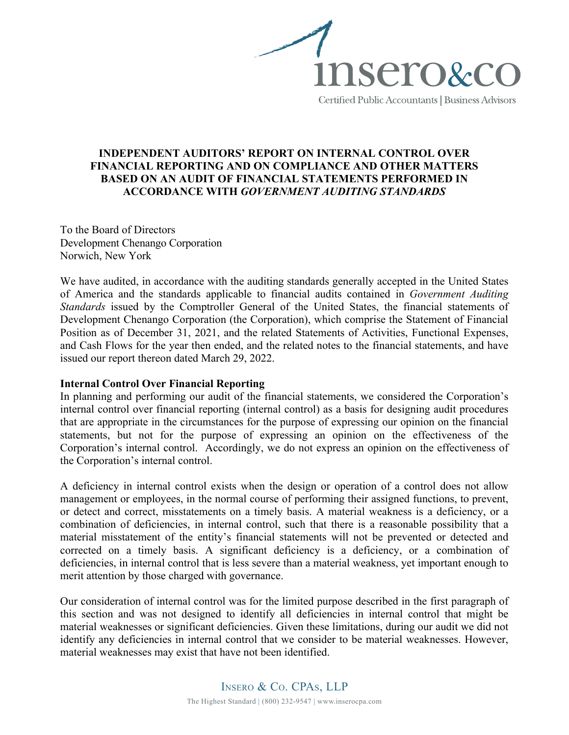inseroco

Certified Public Accountants | Business Advisors

**INDEPENDENT AUDITORS' REPORT ON INTERNAL CONTROL OVER FINANCIAL REPORTING AND ON COMPLIANCE AND OTHER MATTERS BASED ON AN AUDIT OF FINANCIAL STATEMENTS PERFORMED IN ACCORDANCE WITH *GOVERNMENT AUDITING STANDARDS***

To the Board of Directors
Development Chenango Corporation
Norwich, New York

We have audited, in accordance with the auditing standards generally accepted in the United States of America and the standards applicable to financial audits contained in *Government Auditing Standards* issued by the Comptroller General of the United States, the financial statements of Development Chenango Corporation (the Corporation), which comprise the Statement of Financial Position as of December 31, 2021, and the related Statements of Activities, Functional Expenses, and Cash Flows for the year then ended, and the related notes to the financial statements, and have issued our report thereon dated March 29, 2022.

**Internal Control Over Financial Reporting**

In planning and performing our audit of the financial statements, we considered the Corporation's internal control over financial reporting (internal control) as a basis for designing audit procedures that are appropriate in the circumstances for the purpose of expressing our opinion on the financial statements, but not for the purpose of expressing an opinion on the effectiveness of the Corporation's internal control. Accordingly, we do not express an opinion on the effectiveness of the Corporation's internal control.

A deficiency in internal control exists when the design or operation of a control does not allow management or employees, in the normal course of performing their assigned functions, to prevent, or detect and correct, misstatements on a timely basis. A material weakness is a deficiency, or a combination of deficiencies, in internal control, such that there is a reasonable possibility that a material misstatement of the entity's financial statements will not be prevented or detected and corrected on a timely basis. A significant deficiency is a deficiency, or a combination of deficiencies, in internal control that is less severe than a material weakness, yet important enough to merit attention by those charged with governance.

Our consideration of internal control was for the limited purpose described in the first paragraph of this section and was not designed to identify all deficiencies in internal control that might be material weaknesses or significant deficiencies. Given these limitations, during our audit we did not identify any deficiencies in internal control that we consider to be material weaknesses. However, material weaknesses may exist that have not been identified.

INSERO & CO. CPAS, LLP

The Highest Standard | (800) 232-9547 | www.inserocpa.com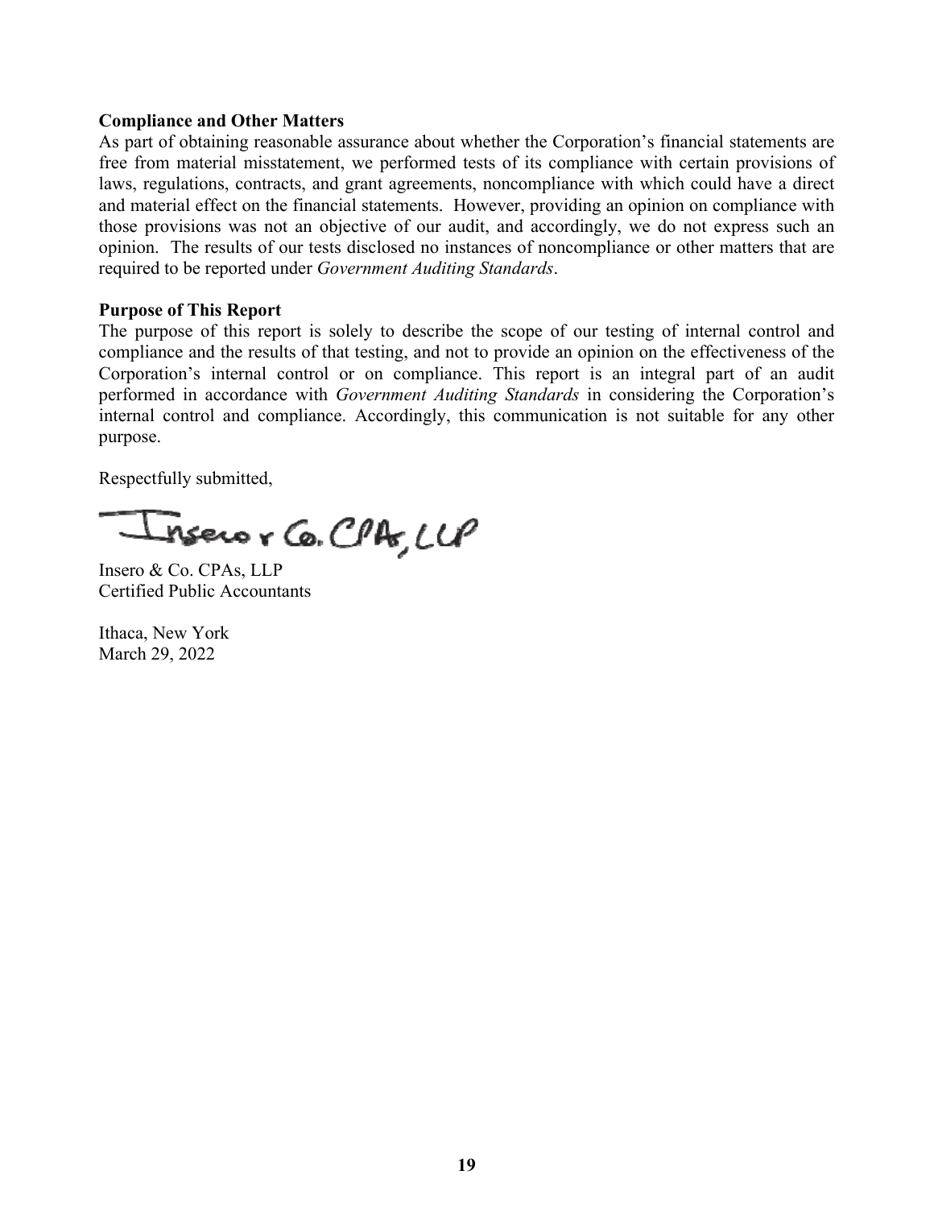**Compliance and Other Matters**

As part of obtaining reasonable assurance about whether the Corporation's financial statements are free from material misstatement, we performed tests of its compliance with certain provisions of laws, regulations, contracts, and grant agreements, noncompliance with which could have a direct and material effect on the financial statements. However, providing an opinion on compliance with those provisions was not an objective of our audit, and accordingly, we do not express such an opinion. The results of our tests disclosed no instances of noncompliance or other matters that are required to be reported under *Government Auditing Standards*.

**Purpose of This Report**

The purpose of this report is solely to describe the scope of our testing of internal control and compliance and the results of that testing, and not to provide an opinion on the effectiveness of the Corporation's internal control or on compliance. This report is an integral part of an audit performed in accordance with *Government Auditing Standards* in considering the Corporation's internal control and compliance. Accordingly, this communication is not suitable for any other purpose.

Respectfully submitted,

Insero & Co. CPAs, LLP

Insero & Co. CPAs, LLP
Certified Public Accountants

Ithaca, New York
March 29, 2022